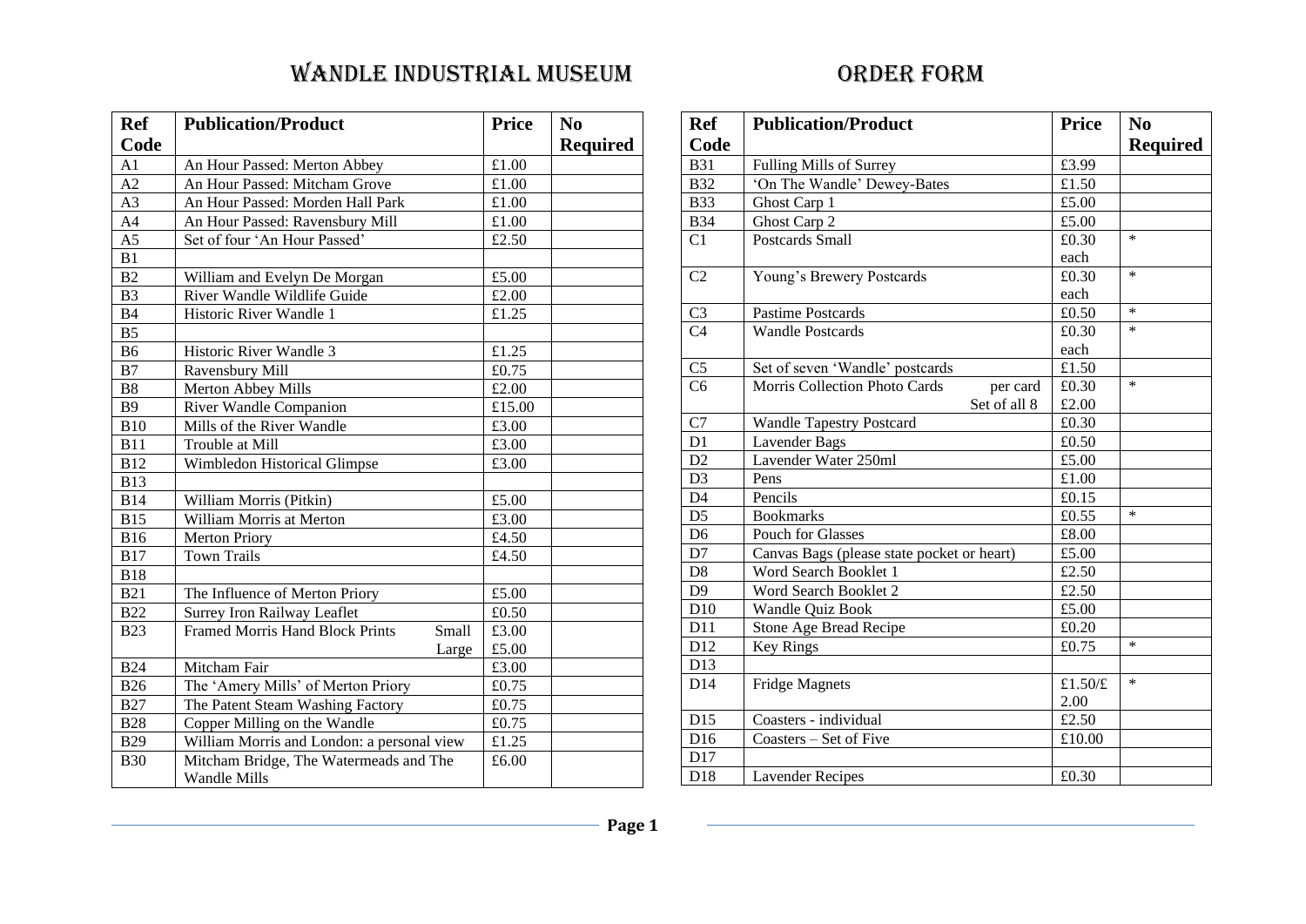# Wandle Industrial Museum

## Order Form

| Ref Code | Publication/Product | Price | No Required |
|---|---|---|---|
| A1 | An Hour Passed: Merton Abbey | £1.00 | |
| A2 | An Hour Passed: Mitcham Grove | £1.00 | |
| A3 | An Hour Passed: Morden Hall Park | £1.00 | |
| A4 | An Hour Passed: Ravensbury Mill | £1.00 | |
| A5 | Set of four 'An Hour Passed' | £2.50 | |
| B1 | | | |
| B2 | William and Evelyn De Morgan | £5.00 | |
| B3 | River Wandle Wildlife Guide | £2.00 | |
| B4 | Historic River Wandle 1 | £1.25 | |
| B5 | | | |
| B6 | Historic River Wandle 3 | £1.25 | |
| B7 | Ravensbury Mill | £0.75 | |
| B8 | Merton Abbey Mills | £2.00 | |
| B9 | River Wandle Companion | £15.00 | |
| B10 | Mills of the River Wandle | £3.00 | |
| B11 | Trouble at Mill | £3.00 | |
| B12 | Wimbledon Historical Glimpse | £3.00 | |
| B13 | | | |
| B14 | William Morris (Pitkin) | £5.00 | |
| B15 | William Morris at Merton | £3.00 | |
| B16 | Merton Priory | £4.50 | |
| B17 | Town Trails | £4.50 | |
| B18 | | | |
| B21 | The Influence of Merton Priory | £5.00 | |
| B22 | Surrey Iron Railway Leaflet | £0.50 | |
| B23 | Framed Morris Hand Block Prints Small / Large | £3.00 / £5.00 | |
| B24 | Mitcham Fair | £3.00 | |
| B26 | The 'Amery Mills' of Merton Priory | £0.75 | |
| B27 | The Patent Steam Washing Factory | £0.75 | |
| B28 | Copper Milling on the Wandle | £0.75 | |
| B29 | William Morris and London: a personal view | £1.25 | |
| B30 | Mitcham Bridge, The Watermeads and The Wandle Mills | £6.00 | |
| B31 | Fulling Mills of Surrey | £3.99 | |
| B32 | 'On The Wandle' Dewey-Bates | £1.50 | |
| B33 | Ghost Carp 1 | £5.00 | |
| B34 | Ghost Carp 2 | £5.00 | |
| C1 | Postcards Small | £0.30 each | * |
| C2 | Young's Brewery Postcards | £0.30 each | * |
| C3 | Pastime Postcards | £0.50 | * |
| C4 | Wandle Postcards | £0.30 each | * |
| C5 | Set of seven 'Wandle' postcards | £1.50 | |
| C6 | Morris Collection Photo Cards per card / Set of all 8 | £0.30 / £2.00 | * |
| C7 | Wandle Tapestry Postcard | £0.30 | |
| D1 | Lavender Bags | £0.50 | |
| D2 | Lavender Water 250ml | £5.00 | |
| D3 | Pens | £1.00 | |
| D4 | Pencils | £0.15 | |
| D5 | Bookmarks | £0.55 | * |
| D6 | Pouch for Glasses | £8.00 | |
| D7 | Canvas Bags (please state pocket or heart) | £5.00 | |
| D8 | Word Search Booklet 1 | £2.50 | |
| D9 | Word Search Booklet 2 | £2.50 | |
| D10 | Wandle Quiz Book | £5.00 | |
| D11 | Stone Age Bread Recipe | £0.20 | |
| D12 | Key Rings | £0.75 | * |
| D13 | | | |
| D14 | Fridge Magnets | £1.50/£2.00 | * |
| D15 | Coasters - individual | £2.50 | |
| D16 | Coasters – Set of Five | £10.00 | |
| D17 | | | |
| D18 | Lavender Recipes | £0.30 | |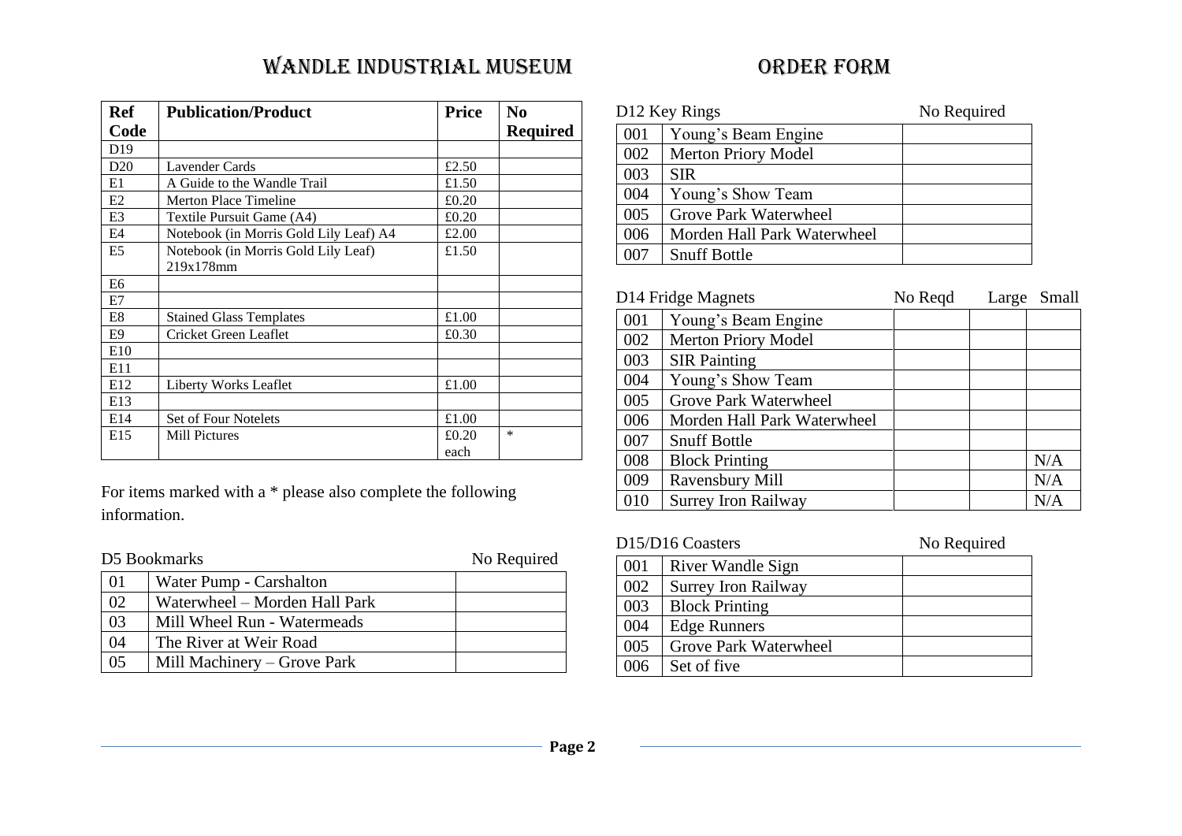# WANDLE INDUSTRIAL MUSEUM ORDER FORM

| Ref Code | Publication/Product | Price | No Required |
|---|---|---|---|
| D19 | | | |
| D20 | Lavender Cards | £2.50 | |
| E1 | A Guide to the Wandle Trail | £1.50 | |
| E2 | Merton Place Timeline | £0.20 | |
| E3 | Textile Pursuit Game (A4) | £0.20 | |
| E4 | Notebook (in Morris Gold Lily Leaf) A4 | £2.00 | |
| E5 | Notebook (in Morris Gold Lily Leaf) 219x178mm | £1.50 | |
| E6 | | | |
| E7 | | | |
| E8 | Stained Glass Templates | £1.00 | |
| E9 | Cricket Green Leaflet | £0.30 | |
| E10 | | | |
| E11 | | | |
| E12 | Liberty Works Leaflet | £1.00 | |
| E13 | | | |
| E14 | Set of Four Notelets | £1.00 | |
| E15 | Mill Pictures | £0.20 each | * |

For items marked with a * please also complete the following information.

| D5 Bookmarks | | No Required |
|---|---|---|
| 01 | Water Pump - Carshalton | |
| 02 | Waterwheel – Morden Hall Park | |
| 03 | Mill Wheel Run - Watermeads | |
| 04 | The River at Weir Road | |
| 05 | Mill Machinery – Grove Park | |

| D12 Key Rings | | No Required |
|---|---|---|
| 001 | Young's Beam Engine | |
| 002 | Merton Priory Model | |
| 003 | SIR | |
| 004 | Young's Show Team | |
| 005 | Grove Park Waterwheel | |
| 006 | Morden Hall Park Waterwheel | |
| 007 | Snuff Bottle | |

| D14 Fridge Magnets | | No Reqd | Large | Small |
|---|---|---|---|---|
| 001 | Young's Beam Engine | | | |
| 002 | Merton Priory Model | | | |
| 003 | SIR Painting | | | |
| 004 | Young's Show Team | | | |
| 005 | Grove Park Waterwheel | | | |
| 006 | Morden Hall Park Waterwheel | | | |
| 007 | Snuff Bottle | | | |
| 008 | Block Printing | | | N/A |
| 009 | Ravensbury Mill | | | N/A |
| 010 | Surrey Iron Railway | | | N/A |

| D15/D16 Coasters | | No Required |
|---|---|---|
| 001 | River Wandle Sign | |
| 002 | Surrey Iron Railway | |
| 003 | Block Printing | |
| 004 | Edge Runners | |
| 005 | Grove Park Waterwheel | |
| 006 | Set of five | |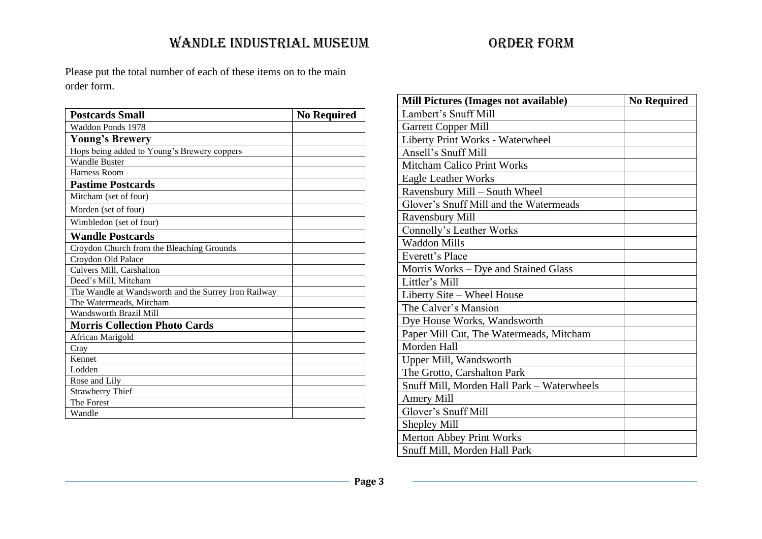# WANDLE INDUSTRIAL MUSEUM ORDER FORM

Please put the total number of each of these items on to the main order form.

| **Postcards Small** | **No Required** |
|---|---|
| Waddon Ponds 1978 | |
| **Young's Brewery** | |
| Hops being added to Young's Brewery coppers | |
| Wandle Buster | |
| Harness Room | |
| **Pastime Postcards** | |
| Mitcham (set of four) | |
| Morden (set of four) | |
| Wimbledon (set of four) | |
| **Wandle Postcards** | |
| Croydon Church from the Bleaching Grounds | |
| Croydon Old Palace | |
| Culvers Mill, Carshalton | |
| Deed's Mill, Mitcham | |
| The Wandle at Wandsworth and the Surrey Iron Railway | |
| The Watermeads, Mitcham | |
| Wandsworth Brazil Mill | |
| **Morris Collection Photo Cards** | |
| African Marigold | |
| Cray | |
| Kennet | |
| Lodden | |
| Rose and Lily | |
| Strawberry Thief | |
| The Forest | |
| Wandle | |

| **Mill Pictures (Images not available)** | **No Required** |
|---|---|
| Lambert's Snuff Mill | |
| Garrett Copper Mill | |
| Liberty Print Works - Waterwheel | |
| Ansell's Snuff Mill | |
| Mitcham Calico Print Works | |
| Eagle Leather Works | |
| Ravensbury Mill – South Wheel | |
| Glover's Snuff Mill and the Watermeads | |
| Ravensbury Mill | |
| Connolly's Leather Works | |
| Waddon Mills | |
| Everett's Place | |
| Morris Works – Dye and Stained Glass | |
| Littler's Mill | |
| Liberty Site – Wheel House | |
| The Calver's Mansion | |
| Dye House Works, Wandsworth | |
| Paper Mill Cut, The Watermeads, Mitcham | |
| Morden Hall | |
| Upper Mill, Wandsworth | |
| The Grotto, Carshalton Park | |
| Snuff Mill, Morden Hall Park – Waterwheels | |
| Amery Mill | |
| Glover's Snuff Mill | |
| Shepley Mill | |
| Merton Abbey Print Works | |
| Snuff Mill, Morden Hall Park | |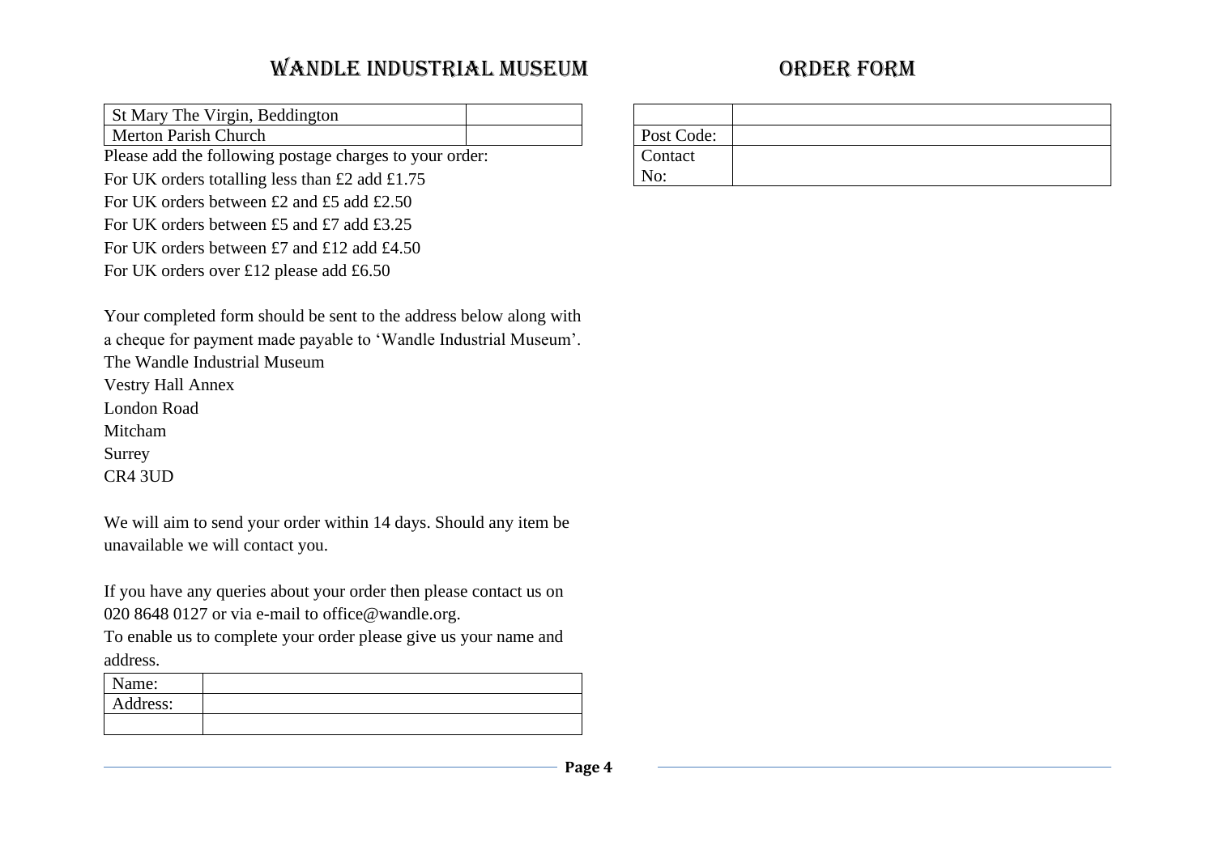# WANDLE INDUSTRIAL MUSEUM

| | |
|---|---|
| St Mary The Virgin, Beddington | |
| Merton Parish Church | |

Please add the following postage charges to your order:

For UK orders totalling less than £2 add £1.75

For UK orders between £2 and £5 add £2.50

For UK orders between £5 and £7 add £3.25

For UK orders between £7 and £12 add £4.50

For UK orders over £12 please add £6.50

Your completed form should be sent to the address below along with a cheque for payment made payable to 'Wandle Industrial Museum'.

The Wandle Industrial Museum
Vestry Hall Annex
London Road
Mitcham
Surrey
CR4 3UD

We will aim to send your order within 14 days. Should any item be unavailable we will contact you.

If you have any queries about your order then please contact us on 020 8648 0127 or via e-mail to office@wandle.org.

To enable us to complete your order please give us your name and address.

| | |
|---|---|
| Name: | |
| Address: | |
| | |

# ORDER FORM

| | |
|---|---|
| | |
| Post Code: | |
| Contact No: | |